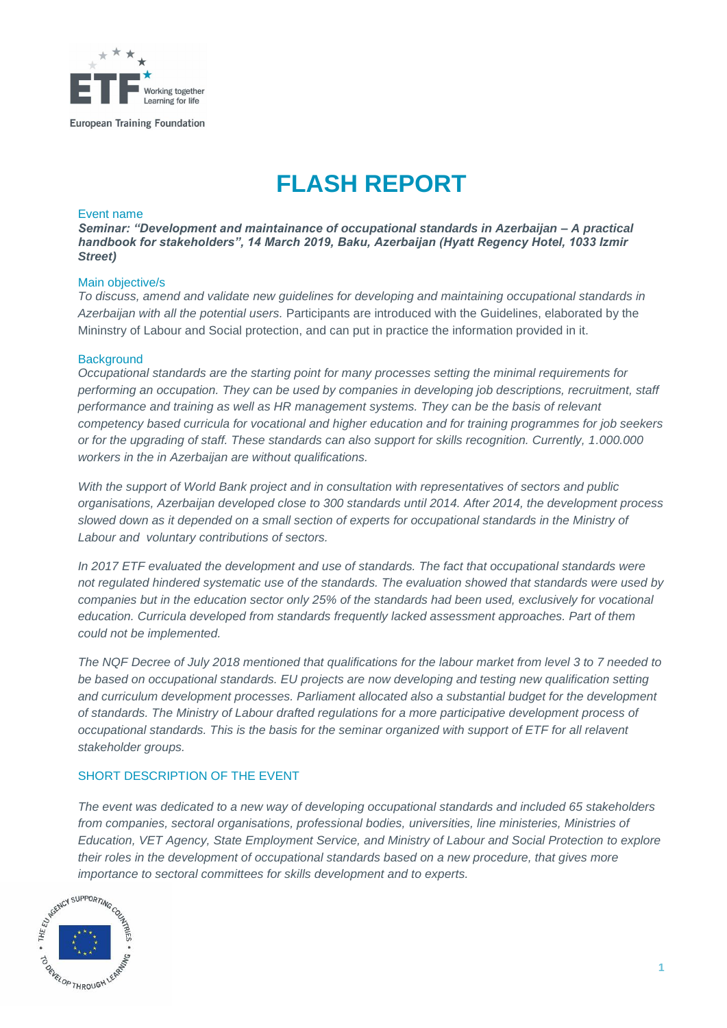# FLASH REPORT

**Event name**

***Seminar: "Development and maintainance of occupational standards in Azerbaijan – A practical handbook for stakeholders", 14 March 2019, Baku, Azerbaijan (Hyatt Regency Hotel, 1033 Izmir Street)***

**Main objective/s**

*To discuss, amend and validate new guidelines for developing and maintaining occupational standards in Azerbaijan with all the potential users.* Participants are introduced with the Guidelines, elaborated by the Mininstry of Labour and Social protection, and can put in practice the information provided in it.

**Background**

*Occupational standards are the starting point for many processes setting the minimal requirements for performing an occupation. They can be used by companies in developing job descriptions, recruitment, staff performance and training as well as HR management systems. They can be the basis of relevant competency based curricula for vocational and higher education and for training programmes for job seekers or for the upgrading of staff. These standards can also support for skills recognition. Currently, 1.000.000 workers in the in Azerbaijan are without qualifications.*

*With the support of World Bank project and in consultation with representatives of sectors and public organisations, Azerbaijan developed close to 300 standards until 2014. After 2014, the development process slowed down as it depended on a small section of experts for occupational standards in the Ministry of Labour and voluntary contributions of sectors.*

*In 2017 ETF evaluated the development and use of standards. The fact that occupational standards were not regulated hindered systematic use of the standards. The evaluation showed that standards were used by companies but in the education sector only 25% of the standards had been used, exclusively for vocational education. Curricula developed from standards frequently lacked assessment approaches. Part of them could not be implemented.*

*The NQF Decree of July 2018 mentioned that qualifications for the labour market from level 3 to 7 needed to be based on occupational standards. EU projects are now developing and testing new qualification setting and curriculum development processes. Parliament allocated also a substantial budget for the development of standards. The Ministry of Labour drafted regulations for a more participative development process of occupational standards. This is the basis for the seminar organized with support of ETF for all relavent stakeholder groups.*

## SHORT DESCRIPTION OF THE EVENT

*The event was dedicated to a new way of developing occupational standards and included 65 stakeholders from companies, sectoral organisations, professional bodies, universities, line ministeries, Ministries of Education, VET Agency, State Employment Service, and Ministry of Labour and Social Protection to explore their roles in the development of occupational standards based on a new procedure, that gives more importance to sectoral committees for skills development and to experts.*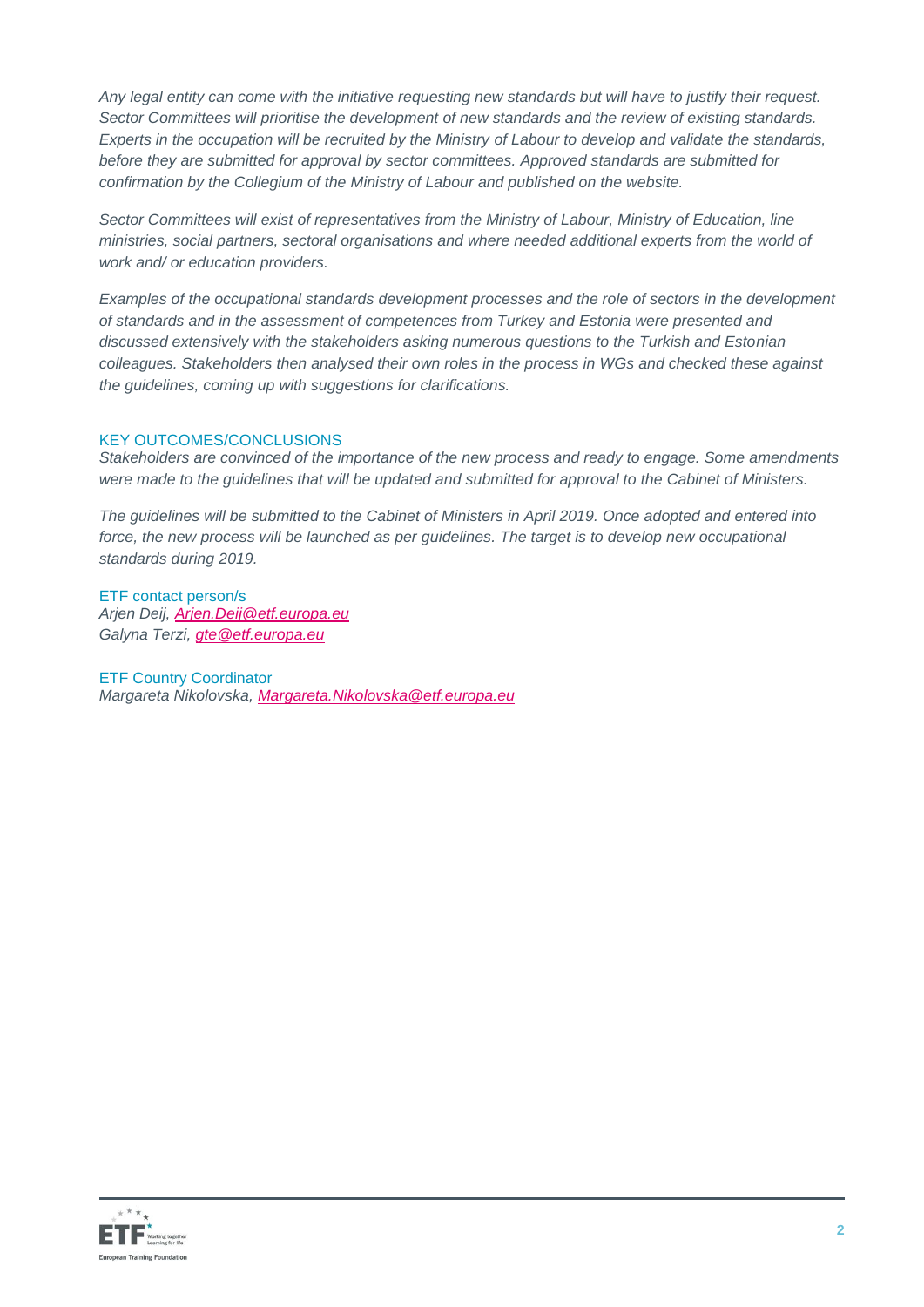*Any legal entity can come with the initiative requesting new standards but will have to justify their request. Sector Committees will prioritise the development of new standards and the review of existing standards. Experts in the occupation will be recruited by the Ministry of Labour to develop and validate the standards, before they are submitted for approval by sector committees. Approved standards are submitted for confirmation by the Collegium of the Ministry of Labour and published on the website.*

*Sector Committees will exist of representatives from the Ministry of Labour, Ministry of Education, line ministries, social partners, sectoral organisations and where needed additional experts from the world of work and/ or education providers.*

*Examples of the occupational standards development processes and the role of sectors in the development of standards and in the assessment of competences from Turkey and Estonia were presented and discussed extensively with the stakeholders asking numerous questions to the Turkish and Estonian colleagues. Stakeholders then analysed their own roles in the process in WGs and checked these against the guidelines, coming up with suggestions for clarifications.*

## KEY OUTCOMES/CONCLUSIONS

*Stakeholders are convinced of the importance of the new process and ready to engage. Some amendments were made to the guidelines that will be updated and submitted for approval to the Cabinet of Ministers.*

*The guidelines will be submitted to the Cabinet of Ministers in April 2019. Once adopted and entered into force, the new process will be launched as per guidelines. The target is to develop new occupational standards during 2019.*

### ETF contact person/s

*Arjen Deij, Arjen.Deij@etf.europa.eu*
*Galyna Terzi, gte@etf.europa.eu*

### ETF Country Coordinator

*Margareta Nikolovska, Margareta.Nikolovska@etf.europa.eu*